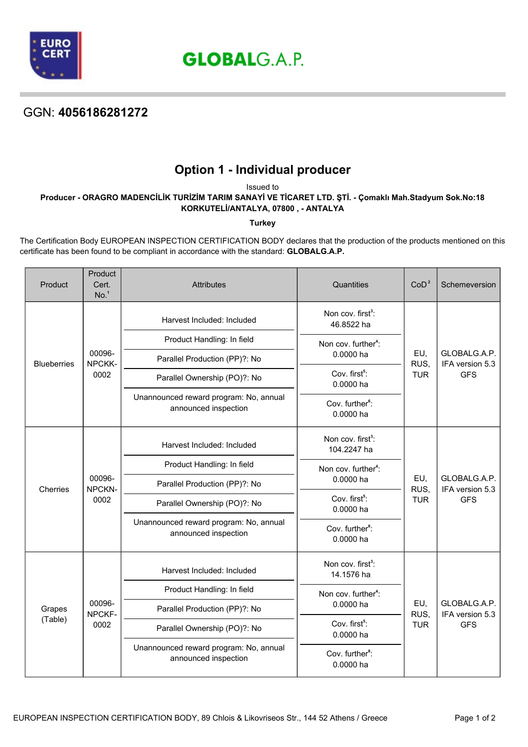GLOBALG.A.P.

GGN: **4056186281272**

# Option 1 - Individual producer

Issued to

**Producer - ORAGRO MADENCİLİK TURİZİM TARIM SANAYİ VE TİCARET LTD. ŞTİ. - Çomaklı Mah.Stadyum Sok.No:18 KORKUTELİ/ANTALYA, 07800 , - ANTALYA**

**Turkey**

The Certification Body EUROPEAN INSPECTION CERTIFICATION BODY declares that the production of the products mentioned on this certificate has been found to be compliant in accordance with the standard: **GLOBALG.A.P.**

| Product | Product Cert. No.[1] | Attributes | Quantities | CoD[2] | Schemeversion |
|---|---|---|---|---|---|
| Blueberries | 00096-NPCKK-0002 | Harvest Included: Included<br>Product Handling: In field<br>Parallel Production (PP)?: No<br>Parallel Ownership (PO)?: No<br>Unannounced reward program: No, annual announced inspection | Non cov. first[3]: 46.8522 ha<br>Non cov. further[4]: 0.0000 ha<br>Cov. first[5]: 0.0000 ha<br>Cov. further[6]: 0.0000 ha | EU, RUS, TUR | GLOBALG.A.P. IFA version 5.3 GFS |
| Cherries | 00096-NPCKN-0002 | Harvest Included: Included<br>Product Handling: In field<br>Parallel Production (PP)?: No<br>Parallel Ownership (PO)?: No<br>Unannounced reward program: No, annual announced inspection | Non cov. first[3]: 104.2247 ha<br>Non cov. further[4]: 0.0000 ha<br>Cov. first[5]: 0.0000 ha<br>Cov. further[6]: 0.0000 ha | EU, RUS, TUR | GLOBALG.A.P. IFA version 5.3 GFS |
| Grapes (Table) | 00096-NPCKF-0002 | Harvest Included: Included<br>Product Handling: In field<br>Parallel Production (PP)?: No<br>Parallel Ownership (PO)?: No<br>Unannounced reward program: No, annual announced inspection | Non cov. first[3]: 14.1576 ha<br>Non cov. further[4]: 0.0000 ha<br>Cov. first[5]: 0.0000 ha<br>Cov. further[6]: 0.0000 ha | EU, RUS, TUR | GLOBALG.A.P. IFA version 5.3 GFS |

EUROPEAN INSPECTION CERTIFICATION BODY, 89 Chlois & Likovriseos Str., 144 52 Athens / Greece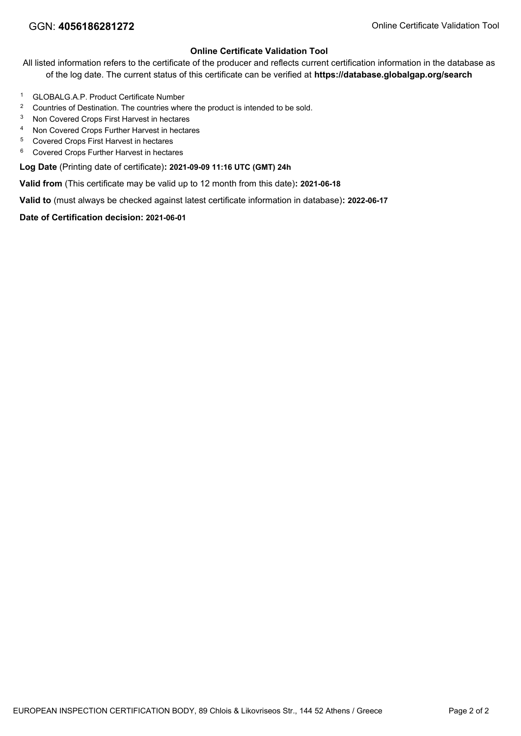## Online Certificate Validation Tool

All listed information refers to the certificate of the producer and reflects current certification information in the database as of the log date. The current status of this certificate can be verified at **https://database.globalgap.org/search**

[1] GLOBALG.A.P. Product Certificate Number
[2] Countries of Destination. The countries where the product is intended to be sold.
[3] Non Covered Crops First Harvest in hectares
[4] Non Covered Crops Further Harvest in hectares
[5] Covered Crops First Harvest in hectares
[6] Covered Crops Further Harvest in hectares

**Log Date** (Printing date of certificate)**: 2021-09-09 11:16 UTC (GMT) 24h**

**Valid from** (This certificate may be valid up to 12 month from this date)**: 2021-06-18**

**Valid to** (must always be checked against latest certificate information in database)**: 2022-06-17**

**Date of Certification decision: 2021-06-01**